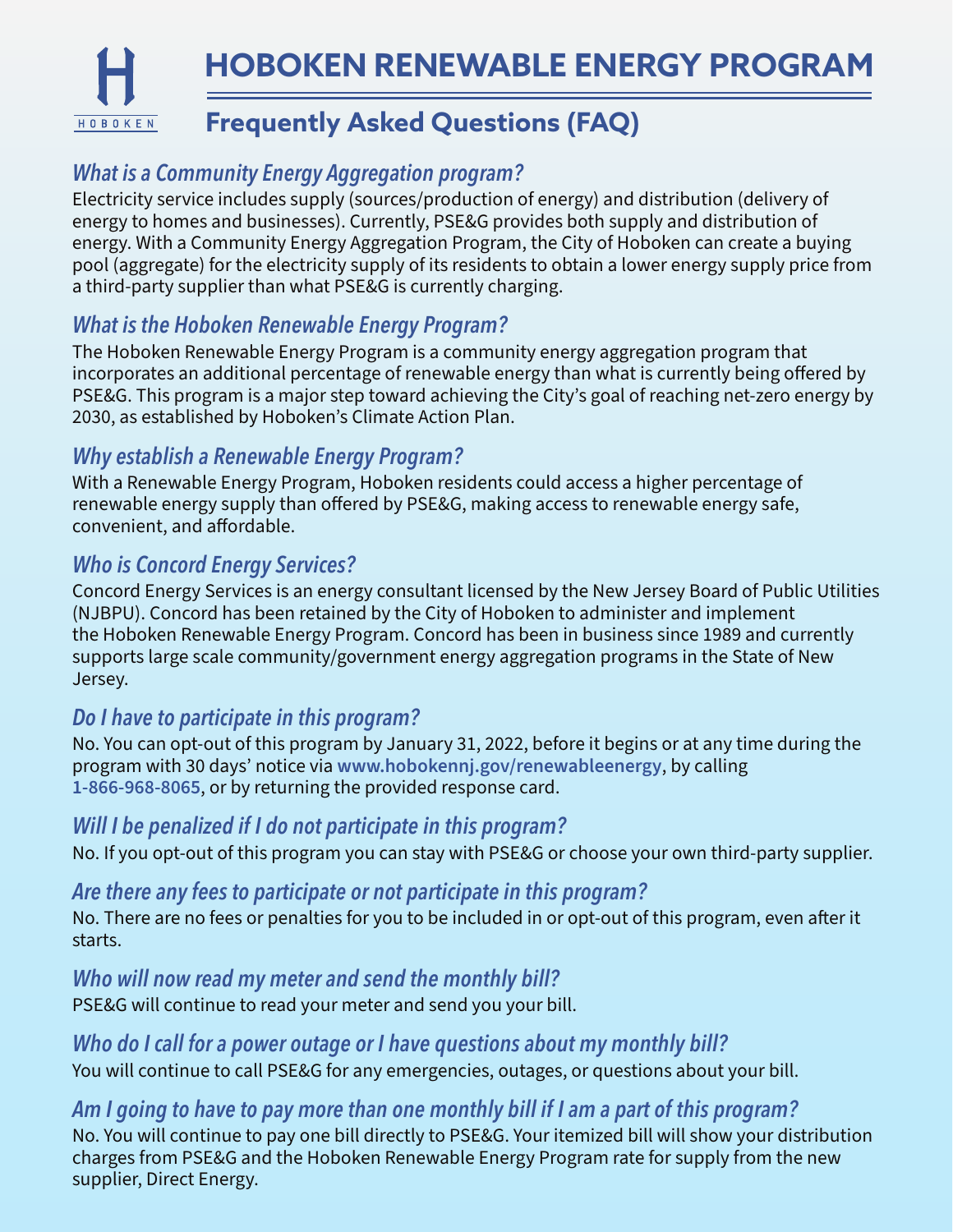# HOBOKEN RENEWABLE ENERGY PROGRAM

## Frequently Asked Questions (FAQ)

### *What is a Community Energy Aggregation program?*

Electricity service includes supply (sources/production of energy) and distribution (delivery of energy to homes and businesses). Currently, PSE&G provides both supply and distribution of energy. With a Community Energy Aggregation Program, the City of Hoboken can create a buying pool (aggregate) for the electricity supply of its residents to obtain a lower energy supply price from a third-party supplier than what PSE&G is currently charging.

### *What is the Hoboken Renewable Energy Program?*

The Hoboken Renewable Energy Program is a community energy aggregation program that incorporates an additional percentage of renewable energy than what is currently being offered by PSE&G. This program is a major step toward achieving the City's goal of reaching net-zero energy by 2030, as established by Hoboken's Climate Action Plan.

### *Why establish a Renewable Energy Program?*

With a Renewable Energy Program, Hoboken residents could access a higher percentage of renewable energy supply than offered by PSE&G, making access to renewable energy safe, convenient, and affordable.

### *Who is Concord Energy Services?*

Concord Energy Services is an energy consultant licensed by the New Jersey Board of Public Utilities (NJBPU). Concord has been retained by the City of Hoboken to administer and implement the Hoboken Renewable Energy Program. Concord has been in business since 1989 and currently supports large scale community/government energy aggregation programs in the State of New Jersey.

### *Do I have to participate in this program?*

No. You can opt-out of this program by January 31, 2022, before it begins or at any time during the program with 30 days' notice via **www.hobokennj.gov/renewableenergy**, by calling **1-866-968-8065**, or by returning the provided response card.

### *Will I be penalized if I do not participate in this program?*

No. If you opt-out of this program you can stay with PSE&G or choose your own third-party supplier.

### *Are there any fees to participate or not participate in this program?*

No. There are no fees or penalties for you to be included in or opt-out of this program, even after it starts.

### *Who will now read my meter and send the monthly bill?*

PSE&G will continue to read your meter and send you your bill.

### *Who do I call for a power outage or I have questions about my monthly bill?*

You will continue to call PSE&G for any emergencies, outages, or questions about your bill.

### *Am I going to have to pay more than one monthly bill if I am a part of this program?*

No. You will continue to pay one bill directly to PSE&G. Your itemized bill will show your distribution charges from PSE&G and the Hoboken Renewable Energy Program rate for supply from the new supplier, Direct Energy.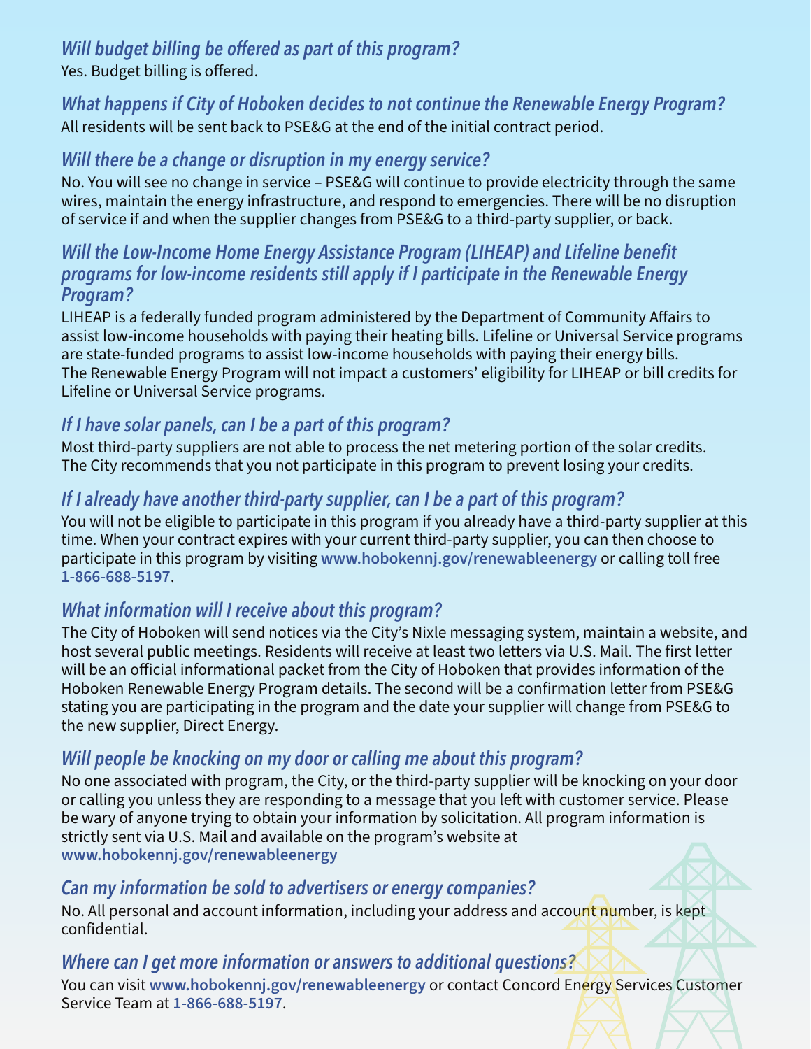### *Will budget billing be offered as part of this program?*

Yes. Budget billing is offered.

### *What happens if City of Hoboken decides to not continue the Renewable Energy Program?*

All residents will be sent back to PSE&G at the end of the initial contract period.

### *Will there be a change or disruption in my energy service?*

No. You will see no change in service – PSE&G will continue to provide electricity through the same wires, maintain the energy infrastructure, and respond to emergencies. There will be no disruption of service if and when the supplier changes from PSE&G to a third-party supplier, or back.

### *Will the Low-Income Home Energy Assistance Program (LIHEAP) and Lifeline benefit programs for low-income residents still apply if I participate in the Renewable Energy Program?*

LIHEAP is a federally funded program administered by the Department of Community Affairs to assist low-income households with paying their heating bills. Lifeline or Universal Service programs are state-funded programs to assist low-income households with paying their energy bills. The Renewable Energy Program will not impact a customers' eligibility for LIHEAP or bill credits for Lifeline or Universal Service programs.

### *If I have solar panels, can I be a part of this program?*

Most third-party suppliers are not able to process the net metering portion of the solar credits. The City recommends that you not participate in this program to prevent losing your credits.

### *If I already have another third-party supplier, can I be a part of this program?*

You will not be eligible to participate in this program if you already have a third-party supplier at this time. When your contract expires with your current third-party supplier, you can then choose to participate in this program by visiting **www.hobokennj.gov/renewableenergy** or calling toll free **1-866-688-5197**.

### *What information will I receive about this program?*

The City of Hoboken will send notices via the City's Nixle messaging system, maintain a website, and host several public meetings. Residents will receive at least two letters via U.S. Mail. The first letter will be an official informational packet from the City of Hoboken that provides information of the Hoboken Renewable Energy Program details. The second will be a confirmation letter from PSE&G stating you are participating in the program and the date your supplier will change from PSE&G to the new supplier, Direct Energy.

### *Will people be knocking on my door or calling me about this program?*

No one associated with program, the City, or the third-party supplier will be knocking on your door or calling you unless they are responding to a message that you left with customer service. Please be wary of anyone trying to obtain your information by solicitation. All program information is strictly sent via U.S. Mail and available on the program's website at **www.hobokennj.gov/renewableenergy**

### *Can my information be sold to advertisers or energy companies?*

No. All personal and account information, including your address and account number, is kept confidential.

### *Where can I get more information or answers to additional questions?*

You can visit **www.hobokennj.gov/renewableenergy** or contact Concord Energy Services Customer Service Team at **1-866-688-5197**.